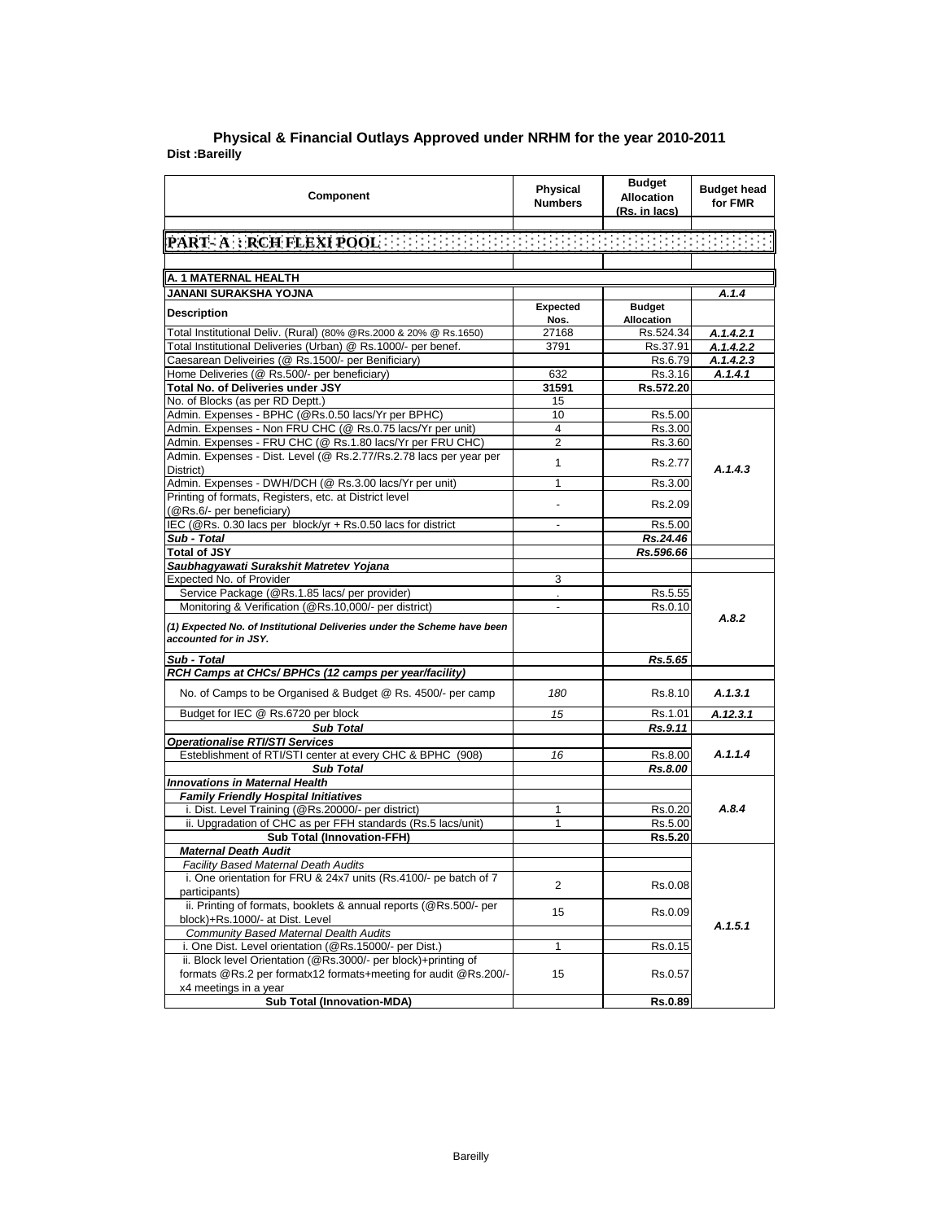## Physical & Financial Outlays Approved under NRHM for the year 2010-2011

**Dist :Bareilly**

| Component | Physical Numbers | Budget Allocation (Rs. in lacs) | Budget head for FMR |
|---|---|---|---|
| **PART- A : RCH FLEXI POOL** | | | |
| **A. 1 MATERNAL HEALTH** | | | |
| **JANANI SURAKSHA YOJNA** | | | *A.1.4* |
| **Description** | **Expected Nos.** | **Budget Allocation** | |
| Total Institutional Deliv. (Rural) (80% @Rs.2000 & 20% @ Rs.1650) | 27168 | Rs.524.34 | *A.1.4.2.1* |
| Total Institutional Deliveries (Urban) @ Rs.1000/- per benef. | 3791 | Rs.37.91 | *A.1.4.2.2* |
| Caesarean Deliveiries (@ Rs.1500/- per Benificiary) | | Rs.6.79 | *A.1.4.2.3* |
| Home Deliveries (@ Rs.500/- per beneficiary) | 632 | Rs.3.16 | *A.1.4.1* |
| **Total No. of Deliveries under JSY** | **31591** | **Rs.572.20** | |
| No. of Blocks (as per RD Deptt.) | 15 | | |
| Admin. Expenses - BPHC (@Rs.0.50 lacs/Yr per BPHC) | 10 | Rs.5.00 | *A.1.4.3* |
| Admin. Expenses - Non FRU CHC (@ Rs.0.75 lacs/Yr per unit) | 4 | Rs.3.00 | |
| Admin. Expenses - FRU CHC (@ Rs.1.80 lacs/Yr per FRU CHC) | 2 | Rs.3.60 | |
| Admin. Expenses - Dist. Level (@ Rs.2.77/Rs.2.78 lacs per year per District) | 1 | Rs.2.77 | |
| Admin. Expenses - DWH/DCH (@ Rs.3.00 lacs/Yr per unit) | 1 | Rs.3.00 | |
| Printing of formats, Registers, etc. at District level (@Rs.6/- per beneficiary) | - | Rs.2.09 | |
| IEC (@Rs. 0.30 lacs per block/yr + Rs.0.50 lacs for district | - | Rs.5.00 | |
| ***Sub - Total*** | | ***Rs.24.46*** | |
| **Total of JSY** | | ***Rs.596.66*** | |
| ***Saubhagyawati Surakshit Matretev Yojana*** | | | |
| Expected No. of Provider | 3 | | *A.8.2* |
| Service Package (@Rs.1.85 lacs/ per provider) | . | Rs.5.55 | |
| Monitoring & Verification (@Rs.10,000/- per district) | - | Rs.0.10 | |
| ***(1) Expected No. of Institutional Deliveries under the Scheme have been accounted for in JSY.*** | | | |
| ***Sub - Total*** | | ***Rs.5.65*** | |
| ***RCH Camps at CHCs/ BPHCs (12 camps per year/facility)*** | | | |
| No. of Camps to be Organised & Budget @ Rs. 4500/- per camp | *180* | Rs.8.10 | *A.1.3.1* |
| Budget for IEC @ Rs.6720 per block | *15* | Rs.1.01 | *A.12.3.1* |
| ***Sub Total*** | | ***Rs.9.11*** | |
| ***Operationalise RTI/STI Services*** | | | |
| Esteblishment of RTI/STI center at every CHC & BPHC (908) | *16* | Rs.8.00 | *A.1.1.4* |
| ***Sub Total*** | | ***Rs.8.00*** | |
| ***Innovations in Maternal Health*** | | | |
| ***Family Friendly Hospital Initiatives*** | | | *A.8.4* |
| i. Dist. Level Training (@Rs.20000/- per district) | 1 | Rs.0.20 | |
| ii. Upgradation of CHC as per FFH standards (Rs.5 lacs/unit) | 1 | Rs.5.00 | |
| **Sub Total (Innovation-FFH)** | | **Rs.5.20** | |
| ***Maternal Death Audit*** | | | *A.1.5.1* |
| *Facility Based Maternal Death Audits* | | | |
| i. One orientation for FRU & 24x7 units (Rs.4100/- pe batch of 7 participants) | 2 | Rs.0.08 | |
| ii. Printing of formats, booklets & annual reports (@Rs.500/- per block)+Rs.1000/- at Dist. Level | 15 | Rs.0.09 | |
| *Community Based Maternal Dealth Audits* | | | |
| i. One Dist. Level orientation (@Rs.15000/- per Dist.) | 1 | Rs.0.15 | |
| ii. Block level Orientation (@Rs.3000/- per block)+printing of formats @Rs.2 per formatx12 formats+meeting for audit @Rs.200/- x4 meetings in a year | 15 | Rs.0.57 | |
| **Sub Total (Innovation-MDA)** | | **Rs.0.89** | |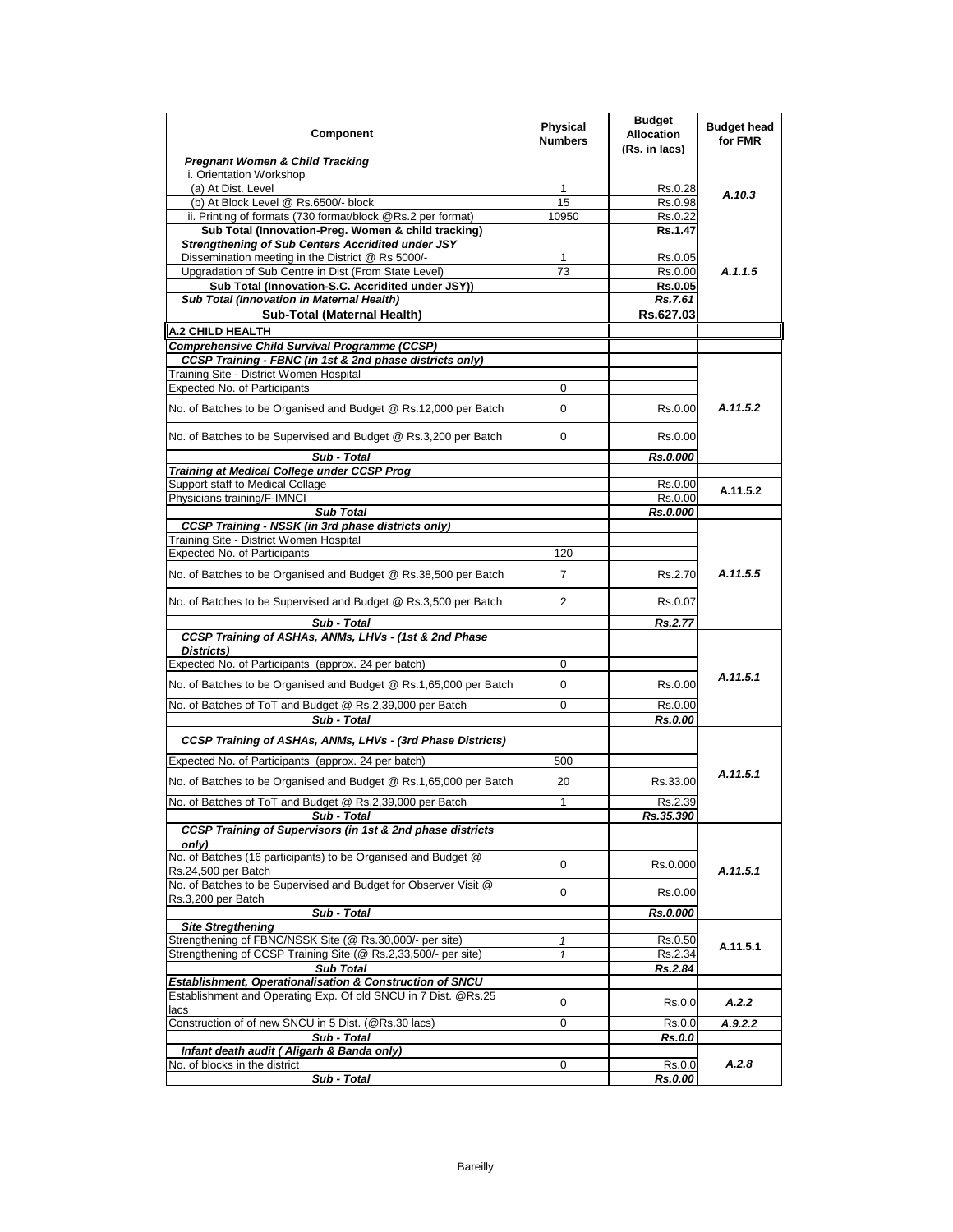| Component | Physical Numbers | Budget Allocation (Rs. in lacs) | Budget head for FMR |
|---|---|---|---|
| ***Pregnant Women & Child Tracking*** | | | |
| i. Orientation Workshop | | | |
| (a) At Dist. Level | 1 | Rs.0.28 | *A.10.3* |
| (b) At Block Level @ Rs.6500/- block | 15 | Rs.0.98 | |
| ii. Printing of formats (730 format/block @Rs.2 per format) | 10950 | Rs.0.22 | |
| **Sub Total (Innovation-Preg. Women & child tracking)** | | **Rs.1.47** | |
| ***Strengthening of Sub Centers Accridited under JSY*** | | | |
| Dissemination meeting in the District @ Rs 5000/- | 1 | Rs.0.05 | *A.1.1.5* |
| Upgradation of Sub Centre in Dist (From State Level) | 73 | Rs.0.00 | |
| **Sub Total (Innovation-S.C. Accridited under JSY))** | | **Rs.0.05** | |
| ***Sub Total (Innovation in Maternal Health)*** | | ***Rs.7.61*** | |
| **Sub-Total (Maternal Health)** | | **Rs.627.03** | |
| **A.2 CHILD HEALTH** | | | |
| ***Comprehensive Child Survival Programme (CCSP)*** | | | |
| ***CCSP Training - FBNC (in 1st & 2nd phase districts only)*** | | | |
| Training Site - District Women Hospital | | | |
| Expected No. of Participants | 0 | | |
| No. of Batches to be Organised and Budget @ Rs.12,000 per Batch | 0 | Rs.0.00 | *A.11.5.2* |
| No. of Batches to be Supervised and Budget @ Rs.3,200 per Batch | 0 | Rs.0.00 | |
| ***Sub - Total*** | | ***Rs.0.000*** | |
| ***Training at Medical College under CCSP Prog*** | | | |
| Support staff to Medical Collage | | Rs.0.00 | A.11.5.2 |
| Physicians training/F-IMNCI | | Rs.0.00 | |
| ***Sub Total*** | | ***Rs.0.000*** | |
| ***CCSP Training - NSSK (in 3rd phase districts only)*** | | | |
| Training Site - District Women Hospital | | | |
| Expected No. of Participants | 120 | | |
| No. of Batches to be Organised and Budget @ Rs.38,500 per Batch | 7 | Rs.2.70 | *A.11.5.5* |
| No. of Batches to be Supervised and Budget @ Rs.3,500 per Batch | 2 | Rs.0.07 | |
| ***Sub - Total*** | | ***Rs.2.77*** | |
| ***CCSP Training of ASHAs, ANMs, LHVs - (1st & 2nd Phase Districts)*** | | | |
| Expected No. of Participants (approx. 24 per batch) | 0 | | |
| No. of Batches to be Organised and Budget @ Rs.1,65,000 per Batch | 0 | Rs.0.00 | *A.11.5.1* |
| No. of Batches of ToT and Budget @ Rs.2,39,000 per Batch | 0 | Rs.0.00 | |
| ***Sub - Total*** | | ***Rs.0.00*** | |
| ***CCSP Training of ASHAs, ANMs, LHVs - (3rd Phase Districts)*** | | | |
| Expected No. of Participants (approx. 24 per batch) | 500 | | |
| No. of Batches to be Organised and Budget @ Rs.1,65,000 per Batch | 20 | Rs.33.00 | *A.11.5.1* |
| No. of Batches of ToT and Budget @ Rs.2,39,000 per Batch | 1 | Rs.2.39 | |
| ***Sub - Total*** | | ***Rs.35.390*** | |
| ***CCSP Training of Supervisors (in 1st & 2nd phase districts only)*** | | | |
| No. of Batches (16 participants) to be Organised and Budget @ Rs.24,500 per Batch | 0 | Rs.0.000 | *A.11.5.1* |
| No. of Batches to be Supervised and Budget for Observer Visit @ Rs.3,200 per Batch | 0 | Rs.0.00 | |
| ***Sub - Total*** | | ***Rs.0.000*** | |
| ***Site Stregthening*** | | | |
| Strengthening of FBNC/NSSK Site (@ Rs.30,000/- per site) | *1* | Rs.0.50 | A.11.5.1 |
| Strengthening of CCSP Training Site (@ Rs.2,33,500/- per site) | *1* | Rs.2.34 | |
| ***Sub Total*** | | ***Rs.2.84*** | |
| ***Establishment, Operationalisation & Construction of SNCU*** | | | |
| Establishment and Operating Exp. Of old SNCU in 7 Dist. @Rs.25 lacs | 0 | Rs.0.0 | *A.2.2* |
| Construction of of new SNCU in 5 Dist. (@Rs.30 lacs) | 0 | Rs.0.0 | *A.9.2.2* |
| ***Sub - Total*** | | ***Rs.0.0*** | |
| ***Infant death audit ( Aligarh & Banda only)*** | | | |
| No. of blocks in the district | 0 | Rs.0.0 | *A.2.8* |
| ***Sub - Total*** | | ***Rs.0.00*** | |

Bareilly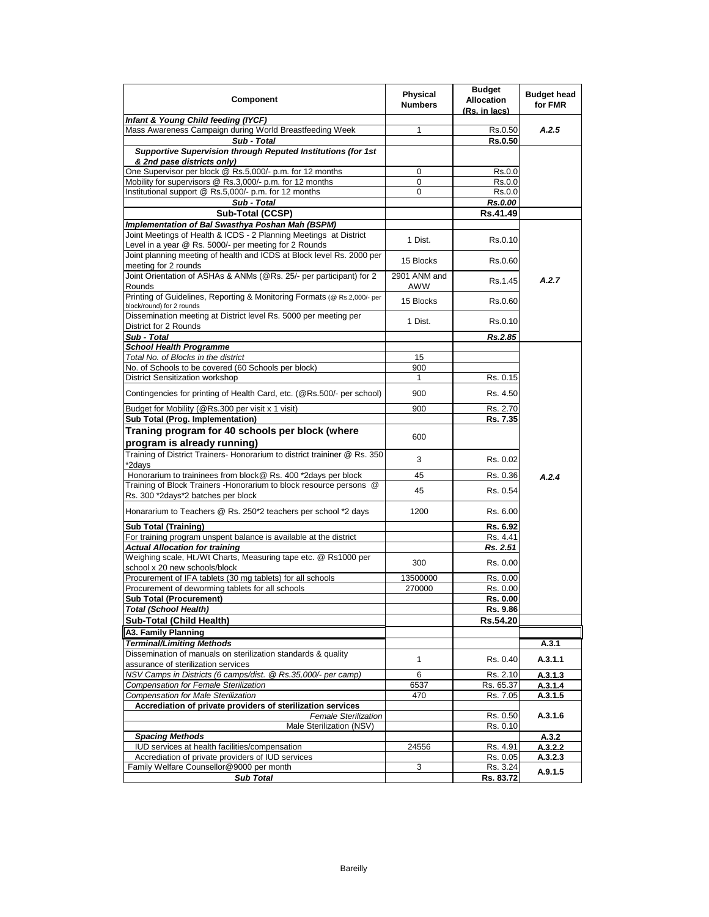| Component | Physical Numbers | Budget Allocation (Rs. in lacs) | Budget head for FMR |
|---|---|---|---|
| ***Infant & Young Child feeding (IYCF)*** | | | |
| Mass Awareness Campaign during World Breastfeeding Week | 1 | Rs.0.50 | *A.2.5* |
| ***Sub - Total*** | | **Rs.0.50** | |
| ***Supportive Supervision through Reputed Institutions (for 1st & 2nd pase districts only)*** | | | |
| One Supervisor per block @ Rs.5,000/- p.m. for 12 months | 0 | Rs.0.0 | |
| Mobility for supervisors @ Rs.3,000/- p.m. for 12 months | 0 | Rs.0.0 | |
| Institutional support @ Rs.5,000/- p.m. for 12 months | 0 | Rs.0.0 | |
| ***Sub - Total*** | | ***Rs.0.00*** | |
| **Sub-Total (CCSP)** | | **Rs.41.49** | |
| ***Implementation of Bal Swasthya Poshan Mah (BSPM)*** | | | |
| Joint Meetings of Health & ICDS - 2 Planning Meetings at District Level in a year @ Rs. 5000/- per meeting for 2 Rounds | 1 Dist. | Rs.0.10 | *A.2.7* |
| Joint planning meeting of health and ICDS at Block level Rs. 2000 per meeting for 2 rounds | 15 Blocks | Rs.0.60 | |
| Joint Orientation of ASHAs & ANMs (@Rs. 25/- per participant) for 2 Rounds | 2901 ANM and AWW | Rs.1.45 | |
| Printing of Guidelines, Reporting & Monitoring Formats (@ Rs.2,000/- per block/round) for 2 rounds | 15 Blocks | Rs.0.60 | |
| Dissemination meeting at District level Rs. 5000 per meeting per District for 2 Rounds | 1 Dist. | Rs.0.10 | |
| ***Sub - Total*** | | ***Rs.2.85*** | |
| ***School Health Programme*** | | | *A.2.4* |
| *Total No. of Blocks in the district* | 15 | | |
| No. of Schools to be covered (60 Schools per block) | 900 | | |
| District Sensitization workshop | 1 | Rs. 0.15 | |
| Contingencies for printing of Health Card, etc. (@Rs.500/- per school) | 900 | Rs. 4.50 | |
| Budget for Mobility (@Rs.300 per visit x 1 visit) | 900 | Rs. 2.70 | |
| **Sub Total (Prog. Implementation)** | | **Rs. 7.35** | |
| **Traning program for 40 schools per block (where program is already running)** | 600 | | |
| Training of District Trainers- Honorarium to district traininer @ Rs. 350 *2days | 3 | Rs. 0.02 | |
| Honorarium to traininees from block@ Rs. 400 *2days per block | 45 | Rs. 0.36 | |
| Training of Block Trainers -Honorarium to block resource persons @ Rs. 300 *2days*2 batches per block | 45 | Rs. 0.54 | |
| Honararium to Teachers @ Rs. 250*2 teachers per school *2 days | 1200 | Rs. 6.00 | |
| **Sub Total (Training)** | | **Rs. 6.92** | |
| For training program unspent balance is available at the district | | Rs. 4.41 | |
| ***Actual Allocation for training*** | | ***Rs. 2.51*** | |
| Weighing scale, Ht./Wt Charts, Measuring tape etc. @ Rs1000 per school x 20 new schools/block | 300 | Rs. 0.00 | |
| Procurement of IFA tablets (30 mg tablets) for all schools | 13500000 | Rs. 0.00 | |
| Procurement of deworming tablets for all schools | 270000 | Rs. 0.00 | |
| **Sub Total (Procurement)** | | **Rs. 0.00** | |
| ***Total (School Health)*** | | **Rs. 9.86** | |
| **Sub-Total (Child Health)** | | **Rs.54.20** | |
| **A3. Family Planning** | | | |
| ***Terminal/Limiting Methods*** | | | **A.3.1** |
| Dissemination of manuals on sterilization standards & quality assurance of sterilization services | 1 | Rs. 0.40 | **A.3.1.1** |
| *NSV Camps in Districts (6 camps/dist. @ Rs.35,000/- per camp)* | 6 | Rs. 2.10 | **A.3.1.3** |
| *Compensation for Female Sterilization* | 6537 | Rs. 65.37 | **A.3.1.4** |
| *Compensation for Male Sterilization* | 470 | Rs. 7.05 | **A.3.1.5** |
| **Accrediation of private providers of sterilization services** | | | **A.3.1.6** |
| *Female Sterilization* | | Rs. 0.50 | |
| Male Sterilization (NSV) | | Rs. 0.10 | |
| ***Spacing Methods*** | | | **A.3.2** |
| IUD services at health facilities/compensation | 24556 | Rs. 4.91 | **A.3.2.2** |
| Accrediation of private providers of IUD services | | Rs. 0.05 | **A.3.2.3** |
| Family Welfare Counsellor@9000 per month | 3 | Rs. 3.24 | **A.9.1.5** |
| ***Sub Total*** | | **Rs. 83.72** | |

Bareilly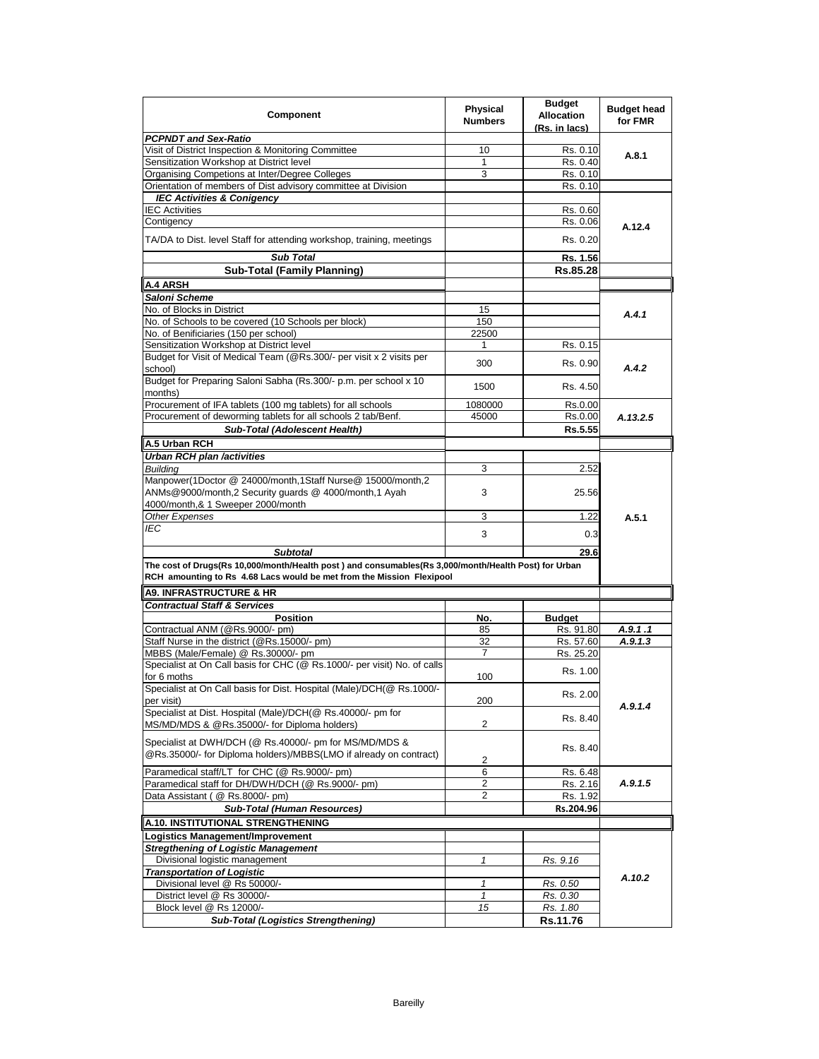| Component | Physical Numbers | Budget Allocation (Rs. in lacs) | Budget head for FMR |
|---|---|---|---|
| ***PCPNDT and Sex-Ratio*** | | | |
| Visit of District Inspection & Monitoring Committee | 10 | Rs. 0.10 | A.8.1 |
| Sensitization Workshop at District level | 1 | Rs. 0.40 | |
| Organising Competions at Inter/Degree Colleges | 3 | Rs. 0.10 | |
| Orientation of members of Dist advisory committee at Division | | Rs. 0.10 | |
| ***IEC Activities & Conigency*** | | | A.12.4 |
| IEC Activities | | Rs. 0.60 | |
| Contigency | | Rs. 0.06 | |
| TA/DA to Dist. level Staff for attending workshop, training, meetings | | Rs. 0.20 | |
| ***Sub Total*** | | **Rs. 1.56** | |
| **Sub-Total (Family Planning)** | | **Rs.85.28** | |
| **A.4 ARSH** | | | |
| ***Saloni Scheme*** | | | |
| No. of Blocks in District | 15 | | *A.4.1* |
| No. of Schools to be covered (10 Schools per block) | 150 | | |
| No. of Benificiaries (150 per school) | 22500 | | |
| Sensitization Workshop at District level | 1 | Rs. 0.15 | *A.4.2* |
| Budget for Visit of Medical Team (@Rs.300/- per visit x 2 visits per school) | 300 | Rs. 0.90 | |
| Budget for Preparing Saloni Sabha (Rs.300/- p.m. per school x 10 months) | 1500 | Rs. 4.50 | |
| Procurement of IFA tablets (100 mg tablets) for all schools | 1080000 | Rs.0.00 | *A.13.2.5* |
| Procurement of deworming tablets for all schools 2 tab/Benf. | 45000 | Rs.0.00 | |
| ***Sub-Total (Adolescent Health)*** | | **Rs.5.55** | |
| **A.5 Urban RCH** | | | |
| ***Urban RCH plan /activities*** | | | A.5.1 |
| *Building* | 3 | 2.52 | |
| Manpower(1Doctor @ 24000/month,1Staff Nurse@ 15000/month,2 ANMs@9000/month,2 Security guards @ 4000/month,1 Ayah 4000/month,& 1 Sweeper 2000/month | 3 | 25.56 | |
| *Other Expenses* | 3 | 1.22 | |
| *IEC* | 3 | 0.3 | |
| ***Subtotal*** | | **29.6** | |
| **The cost of Drugs(Rs 10,000/month/Health post ) and consumables(Rs 3,000/month/Health Post) for Urban RCH amounting to Rs 4.68 Lacs would be met from the Mission Flexipool** | | | |
| **A9. INFRASTRUCTURE & HR** | | | |
| ***Contractual Staff & Services*** | | | |
| **Position** | **No.** | **Budget** | |
| Contractual ANM (@Rs.9000/- pm) | 85 | Rs. 91.80 | *A.9.1 .1* |
| Staff Nurse in the district (@Rs.15000/- pm) | 32 | Rs. 57.60 | *A.9.1.3* |
| MBBS (Male/Female) @ Rs.30000/- pm | 7 | Rs. 25.20 | *A.9.1.4* |
| Specialist at On Call basis for CHC (@ Rs.1000/- per visit) No. of calls for 6 moths | 100 | Rs. 1.00 | |
| Specialist at On Call basis for Dist. Hospital (Male)/DCH(@ Rs.1000/- per visit) | 200 | Rs. 2.00 | |
| Specialist at Dist. Hospital (Male)/DCH(@ Rs.40000/- pm for MS/MD/MDS & @Rs.35000/- for Diploma holders) | 2 | Rs. 8.40 | |
| Specialist at DWH/DCH (@ Rs.40000/- pm for MS/MD/MDS & @Rs.35000/- for Diploma holders)/MBBS(LMO if already on contract) | 2 | Rs. 8.40 | |
| Paramedical staff/LT for CHC (@ Rs.9000/- pm) | 6 | Rs. 6.48 | *A.9.1.5* |
| Paramedical staff for DH/DWH/DCH (@ Rs.9000/- pm) | 2 | Rs. 2.16 | |
| Data Assistant ( @ Rs.8000/- pm) | 2 | Rs. 1.92 | |
| ***Sub-Total (Human Resources)*** | | **Rs.204.96** | |
| **A.10. INSTITUTIONAL STRENGTHENING** | | | |
| **Logistics Management/Improvement** | | | *A.10.2* |
| ***Stregthening of Logistic Management*** | | | |
| Divisional logistic management | *1* | *Rs. 9.16* | |
| ***Transportation of Logistic*** | | | |
| Divisional level @ Rs 50000/- | *1* | *Rs. 0.50* | |
| District level @ Rs 30000/- | *1* | *Rs. 0.30* | |
| Block level @ Rs 12000/- | *15* | *Rs. 1.80* | |
| ***Sub-Total (Logistics Strengthening)*** | | **Rs.11.76** | |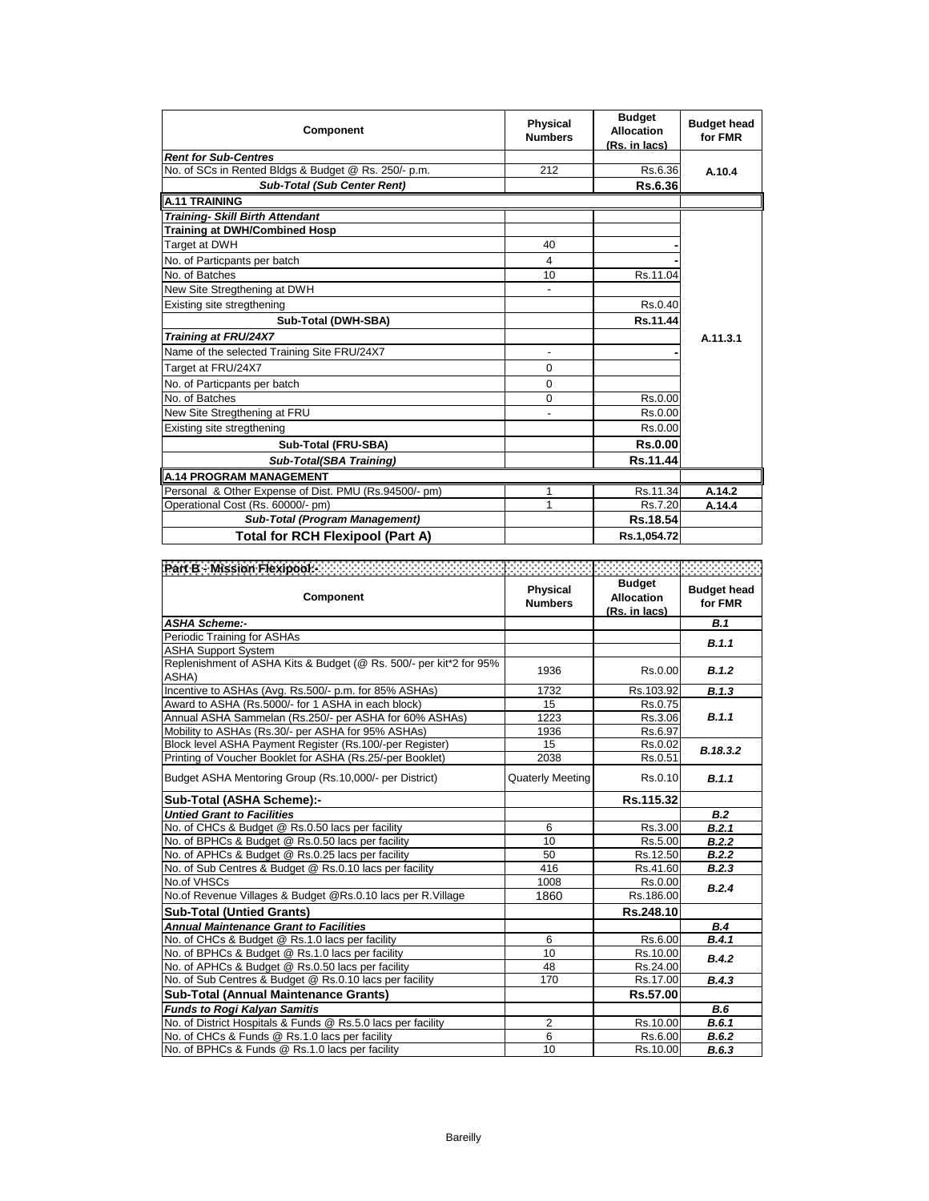| Component | Physical Numbers | Budget Allocation (Rs. in lacs) | Budget head for FMR |
|---|---|---|---|
| ***Rent for Sub-Centres*** | | | |
| No. of SCs in Rented Bldgs & Budget @ Rs. 250/- p.m. | 212 | Rs.6.36 | A.10.4 |
| ***Sub-Total (Sub Center Rent)*** | | **Rs.6.36** | |
| **A.11 TRAINING** | | | |
| ***Training- Skill Birth Attendant*** | | | |
| **Training at DWH/Combined Hosp** | | | |
| Target at DWH | 40 | - | |
| No. of Particpants per batch | 4 | - | |
| No. of Batches | 10 | Rs.11.04 | |
| New Site Stregthening at DWH | - | | |
| Existing site stregthening | | Rs.0.40 | |
| **Sub-Total (DWH-SBA)** | | **Rs.11.44** | |
| ***Training at FRU/24X7*** | | | A.11.3.1 |
| Name of the selected Training Site FRU/24X7 | - | - | |
| Target at FRU/24X7 | 0 | | |
| No. of Particpants per batch | 0 | | |
| No. of Batches | 0 | Rs.0.00 | |
| New Site Stregthening at FRU | - | Rs.0.00 | |
| Existing site stregthening | | Rs.0.00 | |
| **Sub-Total (FRU-SBA)** | | **Rs.0.00** | |
| ***Sub-Total(SBA Training)*** | | **Rs.11.44** | |
| **A.14 PROGRAM MANAGEMENT** | | | |
| Personal & Other Expense of Dist. PMU (Rs.94500/- pm) | 1 | Rs.11.34 | A.14.2 |
| Operational Cost (Rs. 60000/- pm) | 1 | Rs.7.20 | A.14.4 |
| ***Sub-Total (Program Management)*** | | **Rs.18.54** | |
| **Total for RCH Flexipool (Part A)** | | **Rs.1,054.72** | |

**Part B - Mission Flexipool:-**

| Component | Physical Numbers | Budget Allocation (Rs. in lacs) | Budget head for FMR |
|---|---|---|---|
| ***ASHA Scheme:-*** | | | ***B.1*** |
| Periodic Training for ASHAs | | | ***B.1.1*** |
| ASHA Support System | | | |
| Replenishment of ASHA Kits & Budget (@ Rs. 500/- per kit*2 for 95% ASHA) | 1936 | Rs.0.00 | ***B.1.2*** |
| Incentive to ASHAs (Avg. Rs.500/- p.m. for 85% ASHAs) | 1732 | Rs.103.92 | ***B.1.3*** |
| Award to ASHA (Rs.5000/- for 1 ASHA in each block) | 15 | Rs.0.75 | ***B.1.1*** |
| Annual ASHA Sammelan (Rs.250/- per ASHA for 60% ASHAs) | 1223 | Rs.3.06 | |
| Mobility to ASHAs (Rs.30/- per ASHA for 95% ASHAs) | 1936 | Rs.6.97 | |
| Block level ASHA Payment Register (Rs.100/-per Register) | 15 | Rs.0.02 | ***B.18.3.2*** |
| Printing of Voucher Booklet for ASHA (Rs.25/-per Booklet) | 2038 | Rs.0.51 | |
| Budget ASHA Mentoring Group (Rs.10,000/- per District) | Quaterly Meeting | Rs.0.10 | ***B.1.1*** |
| **Sub-Total (ASHA Scheme):-** | | **Rs.115.32** | |
| ***Untied Grant to Facilities*** | | | ***B.2*** |
| No. of CHCs & Budget @ Rs.0.50 lacs per facility | 6 | Rs.3.00 | ***B.2.1*** |
| No. of BPHCs & Budget @ Rs.0.50 lacs per facility | 10 | Rs.5.00 | ***B.2.2*** |
| No. of APHCs & Budget @ Rs.0.25 lacs per facility | 50 | Rs.12.50 | ***B.2.2*** |
| No. of Sub Centres & Budget @ Rs.0.10 lacs per facility | 416 | Rs.41.60 | ***B.2.3*** |
| No.of VHSCs | 1008 | Rs.0.00 | ***B.2.4*** |
| No.of Revenue Villages & Budget @Rs.0.10 lacs per R.Village | 1860 | Rs.186.00 | |
| **Sub-Total (Untied Grants)** | | **Rs.248.10** | |
| ***Annual Maintenance Grant to Facilities*** | | | ***B.4*** |
| No. of CHCs & Budget @ Rs.1.0 lacs per facility | 6 | Rs.6.00 | ***B.4.1*** |
| No. of BPHCs & Budget @ Rs.1.0 lacs per facility | 10 | Rs.10.00 | ***B.4.2*** |
| No. of APHCs & Budget @ Rs.0.50 lacs per facility | 48 | Rs.24.00 | |
| No. of Sub Centres & Budget @ Rs.0.10 lacs per facility | 170 | Rs.17.00 | ***B.4.3*** |
| **Sub-Total (Annual Maintenance Grants)** | | **Rs.57.00** | |
| ***Funds to Rogi Kalyan Samitis*** | | | ***B.6*** |
| No. of District Hospitals & Funds @ Rs.5.0 lacs per facility | 2 | Rs.10.00 | ***B.6.1*** |
| No. of CHCs & Funds @ Rs.1.0 lacs per facility | 6 | Rs.6.00 | ***B.6.2*** |
| No. of BPHCs & Funds @ Rs.1.0 lacs per facility | 10 | Rs.10.00 | ***B.6.3*** |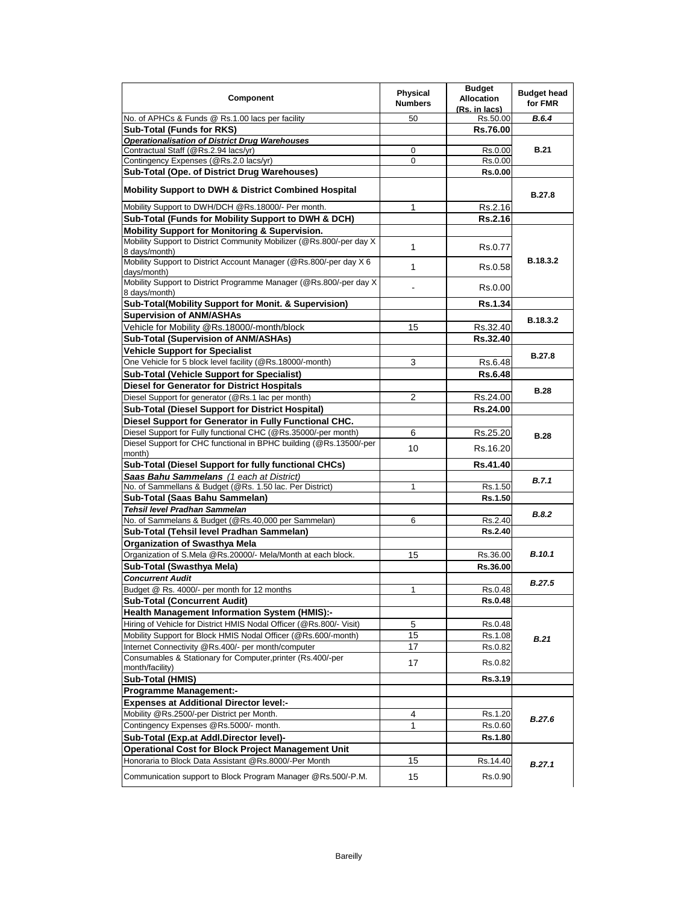| Component | Physical Numbers | Budget Allocation (Rs. in lacs) | Budget head for FMR |
|---|---|---|---|
| No. of APHCs & Funds @ Rs.1.00 lacs per facility | 50 | Rs.50.00 | ***B.6.4*** |
| **Sub-Total (Funds for RKS)** | | **Rs.76.00** | |
| ***Operationalisation of District Drug Warehouses*** | | | **B.21** |
| Contractual Staff (@Rs.2.94 lacs/yr) | 0 | Rs.0.00 | |
| Contingency Expenses (@Rs.2.0 lacs/yr) | 0 | Rs.0.00 | |
| **Sub-Total (Ope. of District Drug Warehouses)** | | **Rs.0.00** | |
| **Mobility Support to DWH & District Combined Hospital** | | | **B.27.8** |
| Mobility Support to DWH/DCH @Rs.18000/- Per month. | 1 | Rs.2.16 | |
| **Sub-Total (Funds for Mobility Support to DWH & DCH)** | | **Rs.2.16** | |
| **Mobility Support for Monitoring & Supervision.** | | | **B.18.3.2** |
| Mobility Support to District Community Mobilizer (@Rs.800/-per day X 8 days/month) | 1 | Rs.0.77 | |
| Mobility Support to District Account Manager (@Rs.800/-per day X 6 days/month) | 1 | Rs.0.58 | |
| Mobility Support to District Programme Manager (@Rs.800/-per day X 8 days/month) | - | Rs.0.00 | |
| **Sub-Total(Mobility Support for Monit. & Supervision)** | | **Rs.1.34** | |
| **Supervision of ANM/ASHAs** | | | **B.18.3.2** |
| Vehicle for Mobility @Rs.18000/-month/block | 15 | Rs.32.40 | |
| **Sub-Total (Supervision of ANM/ASHAs)** | | **Rs.32.40** | |
| **Vehicle Support for Specialist** | | | **B.27.8** |
| One Vehicle for 5 block level facility (@Rs.18000/-month) | 3 | Rs.6.48 | |
| **Sub-Total (Vehicle Support for Specialist)** | | **Rs.6.48** | |
| **Diesel for Generator for District Hospitals** | | | **B.28** |
| Diesel Support for generator (@Rs.1 lac per month) | 2 | Rs.24.00 | |
| **Sub-Total (Diesel Support for District Hospital)** | | **Rs.24.00** | |
| **Diesel Support for Generator in Fully Functional CHC.** | | | **B.28** |
| Diesel Support for Fully functional CHC (@Rs.35000/-per month) | 6 | Rs.25.20 | |
| Diesel Support for CHC functional in BPHC building (@Rs.13500/-per month) | 10 | Rs.16.20 | |
| **Sub-Total (Diesel Support for fully functional CHCs)** | | **Rs.41.40** | |
| ***Saas Bahu Sammelans*** *(1 each at District)* | | | ***B.7.1*** |
| No. of Sammellans & Budget (@Rs. 1.50 lac. Per District) | 1 | Rs.1.50 | |
| **Sub-Total (Saas Bahu Sammelan)** | | **Rs.1.50** | |
| ***Tehsil level Pradhan Sammelan*** | | | ***B.8.2*** |
| No. of Sammelans & Budget (@Rs.40,000 per Sammelan) | 6 | Rs.2.40 | |
| **Sub-Total (Tehsil level Pradhan Sammelan)** | | **Rs.2.40** | |
| **Organization of Swasthya Mela** | | | ***B.10.1*** |
| Organization of S.Mela @Rs.20000/- Mela/Month at each block. | 15 | Rs.36.00 | |
| **Sub-Total (Swasthya Mela)** | | **Rs.36.00** | |
| ***Concurrent Audit*** | | | ***B.27.5*** |
| Budget @ Rs. 4000/- per month for 12 months | 1 | Rs.0.48 | |
| **Sub-Total (Concurrent Audit)** | | **Rs.0.48** | |
| **Health Management Information System (HMIS):-** | | | ***B.21*** |
| Hiring of Vehicle for District HMIS Nodal Officer (@Rs.800/- Visit) | 5 | Rs.0.48 | |
| Mobility Support for Block HMIS Nodal Officer (@Rs.600/-month) | 15 | Rs.1.08 | |
| Internet Connectivity @Rs.400/- per month/computer | 17 | Rs.0.82 | |
| Consumables & Stationary for Computer,printer (Rs.400/-per month/facility) | 17 | Rs.0.82 | |
| **Sub-Total (HMIS)** | | **Rs.3.19** | |
| **Programme Management:-** | | | |
| **Expenses at Additional Director level:-** | | | ***B.27.6*** |
| Mobility @Rs.2500/-per District per Month. | 4 | Rs.1.20 | |
| Contingency Expenses @Rs.5000/- month. | 1 | Rs.0.60 | |
| **Sub-Total (Exp.at Addl.Director level)-** | | **Rs.1.80** | |
| **Operational Cost for Block Project Management Unit** | | | ***B.27.1*** |
| Honoraria to Block Data Assistant @Rs.8000/-Per Month | 15 | Rs.14.40 | |
| Communication support to Block Program Manager @Rs.500/-P.M. | 15 | Rs.0.90 | |

Bareilly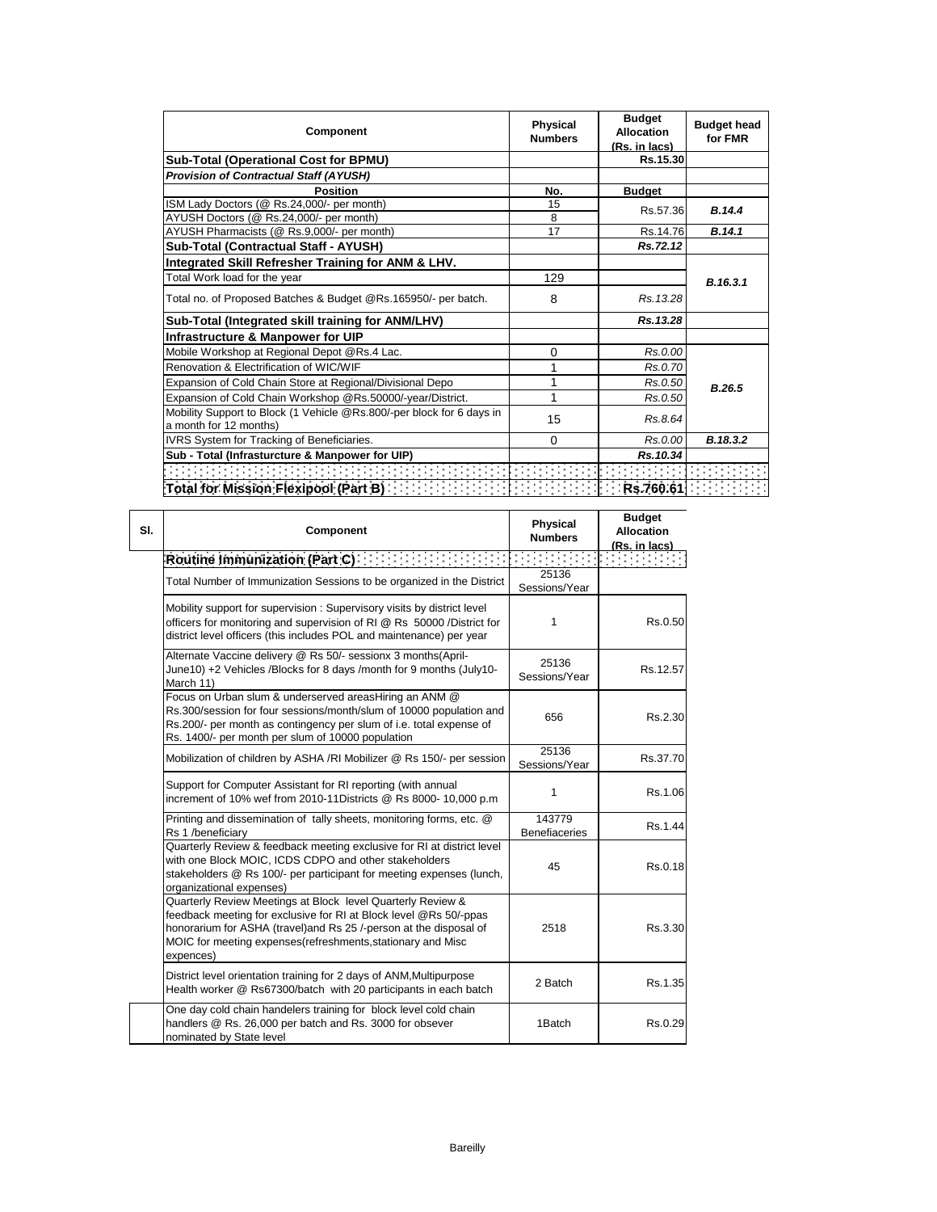| Component | Physical Numbers | Budget Allocation (Rs. in lacs) | Budget head for FMR |
|---|---|---|---|
| **Sub-Total (Operational Cost for BPMU)** | | **Rs.15.30** | |
| ***Provision of Contractual Staff (AYUSH)*** | | | |
| **Position** | **No.** | **Budget** | |
| ISM Lady Doctors (@ Rs.24,000/- per month) | 15 | Rs.57.36 | ***B.14.4*** |
| AYUSH Doctors (@ Rs.24,000/- per month) | 8 | | |
| AYUSH Pharmacists (@ Rs.9,000/- per month) | 17 | Rs.14.76 | ***B.14.1*** |
| **Sub-Total (Contractual Staff - AYUSH)** | | ***Rs.72.12*** | |
| **Integrated Skill Refresher Training for ANM & LHV.** | | | ***B.16.3.1*** |
| Total Work load for the year | 129 | | |
| Total no. of Proposed Batches & Budget @Rs.165950/- per batch. | 8 | *Rs.13.28* | |
| **Sub-Total (Integrated skill training for ANM/LHV)** | | ***Rs.13.28*** | |
| **Infrastructure & Manpower for UIP** | | | |
| Mobile Workshop at Regional Depot @Rs.4 Lac. | 0 | *Rs.0.00* | ***B.26.5*** |
| Renovation & Electrification of WIC/WIF | 1 | *Rs.0.70* | |
| Expansion of Cold Chain Store at Regional/Divisional Depo | 1 | *Rs.0.50* | |
| Expansion of Cold Chain Workshop @Rs.50000/-year/District. | 1 | *Rs.0.50* | |
| Mobility Support to Block (1 Vehicle @Rs.800/-per block for 6 days in a month for 12 months) | 15 | *Rs.8.64* | |
| IVRS System for Tracking of Beneficiaries. | 0 | *Rs.0.00* | ***B.18.3.2*** |
| **Sub - Total (Infrasturcture & Manpower for UIP)** | | ***Rs.10.34*** | |
| | | | |
| **Total for Mission Flexipool (Part B)** | | **Rs.760.61** | |

| Sl. | Component | Physical Numbers | Budget Allocation (Rs. in lacs) |
|---|---|---|---|
| | **Routine Immunization (Part C)** | | |
| | Total Number of Immunization Sessions to be organized in the District | 25136 Sessions/Year | |
| | Mobility support for supervision : Supervisory visits by district level officers for monitoring and supervision of RI @ Rs 50000 /District for district level officers (this includes POL and maintenance) per year | 1 | Rs.0.50 |
| | Alternate Vaccine delivery @ Rs 50/- sessionx 3 months(April-June10) +2 Vehicles /Blocks for 8 days /month for 9 months (July10-March 11) | 25136 Sessions/Year | Rs.12.57 |
| | Focus on Urban slum & underserved areasHiring an ANM @ Rs.300/session for four sessions/month/slum of 10000 population and Rs.200/- per month as contingency per slum of i.e. total expense of Rs. 1400/- per month per slum of 10000 population | 656 | Rs.2.30 |
| | Mobilization of children by ASHA /RI Mobilizer @ Rs 150/- per session | 25136 Sessions/Year | Rs.37.70 |
| | Support for Computer Assistant for RI reporting (with annual increment of 10% wef from 2010-11Districts @ Rs 8000- 10,000 p.m | 1 | Rs.1.06 |
| | Printing and dissemination of tally sheets, monitoring forms, etc. @ Rs 1 /beneficiary | 143779 Benefiaceries | Rs.1.44 |
| | Quarterly Review & feedback meeting exclusive for RI at district level with one Block MOIC, ICDS CDPO and other stakeholders stakeholders @ Rs 100/- per participant for meeting expenses (lunch, organizational expenses) | 45 | Rs.0.18 |
| | Quarterly Review Meetings at Block level Quarterly Review & feedback meeting for exclusive for RI at Block level @Rs 50/-ppas honorarium for ASHA (travel)and Rs 25 /-person at the disposal of MOIC for meeting expenses(refreshments,stationary and Misc expences) | 2518 | Rs.3.30 |
| | District level orientation training for 2 days of ANM,Multipurpose Health worker @ Rs67300/batch with 20 participants in each batch | 2 Batch | Rs.1.35 |
| | One day cold chain handelers training for block level cold chain handlers @ Rs. 26,000 per batch and Rs. 3000 for obsever nominated by State level | 1Batch | Rs.0.29 |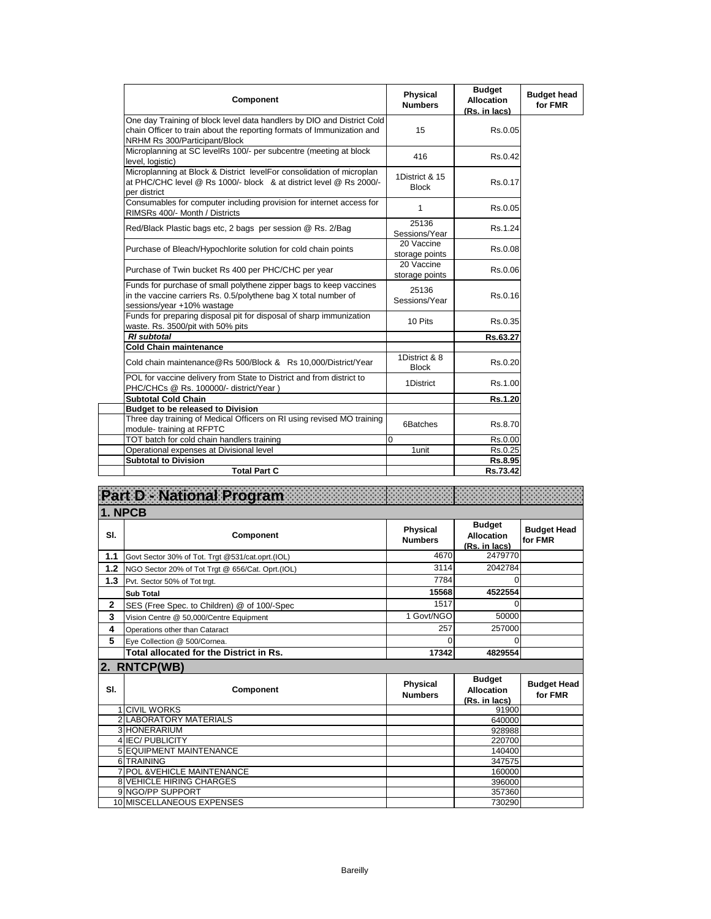| Component | Physical Numbers | Budget Allocation (Rs. in lacs) | Budget head for FMR |
|---|---|---|---|
| One day Training of block level data handlers by DIO and District Cold chain Officer to train about the reporting formats of Immunization and NRHM Rs 300/Participant/Block | 15 | Rs.0.05 | |
| Microplanning at SC levelRs 100/- per subcentre (meeting at block level, logistic) | 416 | Rs.0.42 | |
| Microplanning at Block & District levelFor consolidation of microplan at PHC/CHC level @ Rs 1000/- block & at district level @ Rs 2000/- per district | 1District & 15 Block | Rs.0.17 | |
| Consumables for computer including provision for internet access for RIMSRs 400/- Month / Districts | 1 | Rs.0.05 | |
| Red/Black Plastic bags etc, 2 bags per session @ Rs. 2/Bag | 25136 Sessions/Year | Rs.1.24 | |
| Purchase of Bleach/Hypochlorite solution for cold chain points | 20 Vaccine storage points | Rs.0.08 | |
| Purchase of Twin bucket Rs 400 per PHC/CHC per year | 20 Vaccine storage points | Rs.0.06 | |
| Funds for purchase of small polythene zipper bags to keep vaccines in the vaccine carriers Rs. 0.5/polythene bag X total number of sessions/year +10% wastage | 25136 Sessions/Year | Rs.0.16 | |
| Funds for preparing disposal pit for disposal of sharp immunization waste. Rs. 3500/pit with 50% pits | 10 Pits | Rs.0.35 | |
| ***RI subtotal*** | | **Rs.63.27** | |
| **Cold Chain maintenance** | | | |
| Cold chain maintenance@Rs 500/Block & Rs 10,000/District/Year | 1District & 8 Block | Rs.0.20 | |
| POL for vaccine delivery from State to District and from district to PHC/CHCs @ Rs. 100000/- district/Year ) | 1District | Rs.1.00 | |
| **Subtotal Cold Chain** | | **Rs.1.20** | |
| **Budget to be released to Division** | | | |
| Three day training of Medical Officers on RI using revised MO training module- training at RFPTC | 6Batches | Rs.8.70 | |
| TOT batch for cold chain handlers training | 0 | Rs.0.00 | |
| Operational expenses at Divisional level | 1unit | Rs.0.25 | |
| **Subtotal to Division** | | **Rs.8.95** | |
| **Total Part C** | | **Rs.73.42** | |

# Part D - National Program

## 1. NPCB

| Sl. | Component | Physical Numbers | Budget Allocation (Rs. in lacs) | Budget Head for FMR |
|---|---|---|---|---|
| **1.1** | Govt Sector 30% of Tot. Trgt @531/cat.oprt.(IOL) | 4670 | 2479770 | |
| **1.2** | NGO Sector 20% of Tot Trgt @ 656/Cat. Oprt.(IOL) | 3114 | 2042784 | |
| **1.3** | Pvt. Sector 50% of Tot trgt. | 7784 | 0 | |
| | **Sub Total** | **15568** | **4522554** | |
| **2** | SES (Free Spec. to Children) @ of 100/-Spec | 1517 | 0 | |
| **3** | Vision Centre @ 50,000/Centre Equipment | 1 Govt/NGO | 50000 | |
| **4** | Operations other than Cataract | 257 | 257000 | |
| **5** | Eye Collection @ 500/Cornea. | 0 | 0 | |
| | **Total allocated for the District in Rs.** | **17342** | **4829554** | |

## 2. RNTCP(WB)

| Sl. | Component | Physical Numbers | Budget Allocation (Rs. in lacs) | Budget Head for FMR |
|---|---|---|---|---|
| 1 | CIVIL WORKS | | 91900 | |
| 2 | LABORATORY MATERIALS | | 640000 | |
| 3 | HONERARIUM | | 928988 | |
| 4 | IEC/ PUBLICITY | | 220700 | |
| 5 | EQUIPMENT MAINTENANCE | | 140400 | |
| 6 | TRAINING | | 347575 | |
| 7 | POL &VEHICLE MAINTENANCE | | 160000 | |
| 8 | VEHICLE HIRING CHARGES | | 396000 | |
| 9 | NGO/PP SUPPORT | | 357360 | |
| 10 | MISCELLANEOUS EXPENSES | | 730290 | |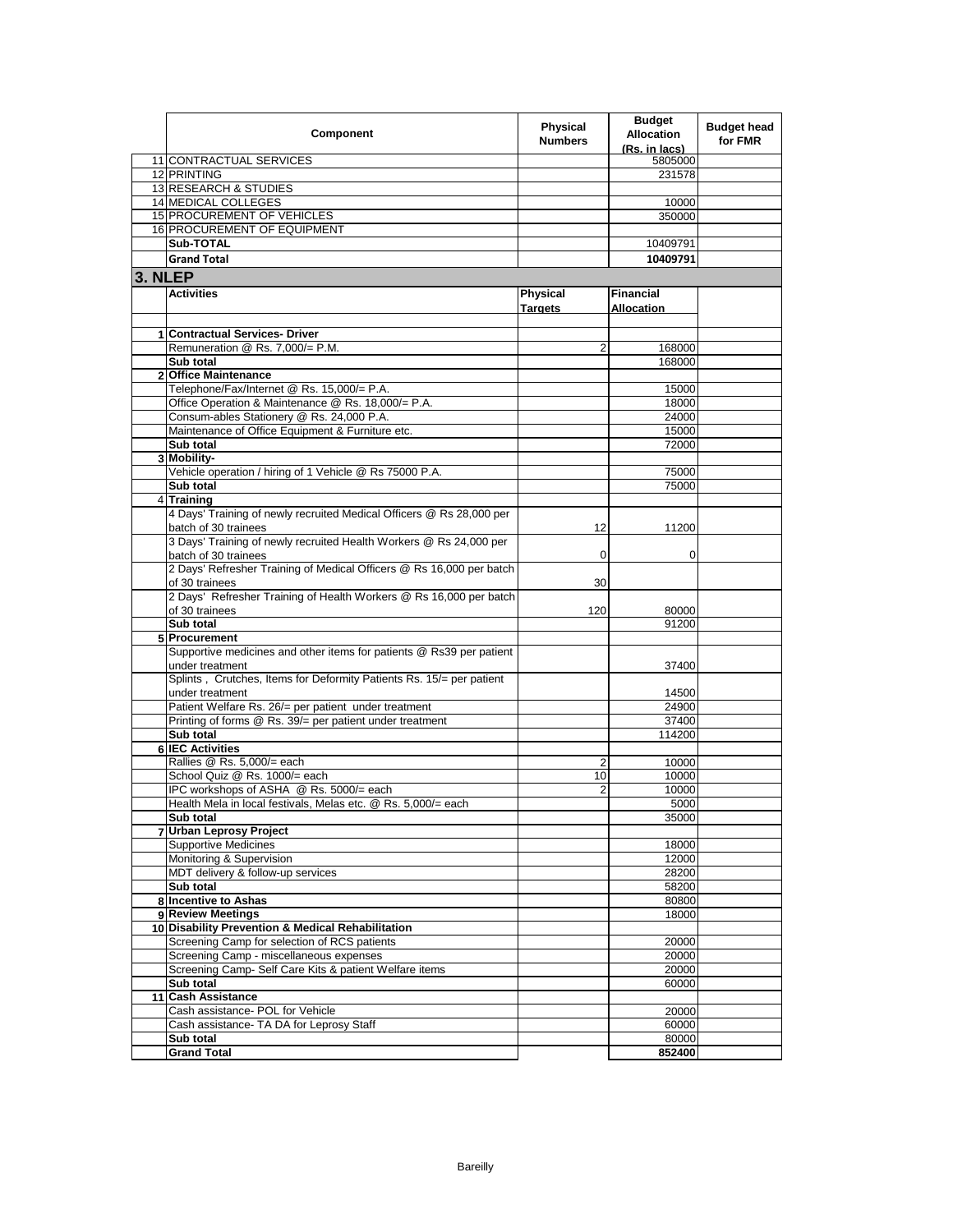| | Component | Physical Numbers | Budget Allocation (Rs. in lacs) | Budget head for FMR |
|---|---|---|---|---|
| 11 | CONTRACTUAL SERVICES | | 5805000 | |
| 12 | PRINTING | | 231578 | |
| 13 | RESEARCH & STUDIES | | | |
| 14 | MEDICAL COLLEGES | | 10000 | |
| 15 | PROCUREMENT OF VEHICLES | | 350000 | |
| 16 | PROCUREMENT OF EQUIPMENT | | | |
| | **Sub-TOTAL** | | 10409791 | |
| | **Grand Total** | | **10409791** | |

## 3. NLEP

| | Activities | Physical Targets | Financial Allocation | |
|---|---|---|---|---|
| | | | | |
| 1 | **Contractual Services- Driver** | | | |
| | Remuneration @ Rs. 7,000/= P.M. | 2 | 168000 | |
| | **Sub total** | | 168000 | |
| 2 | **Office Maintenance** | | | |
| | Telephone/Fax/Internet @ Rs. 15,000/= P.A. | | 15000 | |
| | Office Operation & Maintenance @ Rs. 18,000/= P.A. | | 18000 | |
| | Consum-ables Stationery @ Rs. 24,000 P.A. | | 24000 | |
| | Maintenance of Office Equipment & Furniture etc. | | 15000 | |
| | **Sub total** | | 72000 | |
| 3 | **Mobility-** | | | |
| | Vehicle operation / hiring of 1 Vehicle @ Rs 75000 P.A. | | 75000 | |
| | **Sub total** | | 75000 | |
| 4 | **Training** | | | |
| | 4 Days' Training of newly recruited Medical Officers @ Rs 28,000 per batch of 30 trainees | 12 | 11200 | |
| | 3 Days' Training of newly recruited Health Workers @ Rs 24,000 per batch of 30 trainees | 0 | 0 | |
| | 2 Days' Refresher Training of Medical Officers @ Rs 16,000 per batch of 30 trainees | 30 | | |
| | 2 Days' Refresher Training of Health Workers @ Rs 16,000 per batch of 30 trainees | 120 | 80000 | |
| | **Sub total** | | 91200 | |
| 5 | **Procurement** | | | |
| | Supportive medicines and other items for patients @ Rs39 per patient under treatment | | 37400 | |
| | Splints , Crutches, Items for Deformity Patients Rs. 15/= per patient under treatment | | 14500 | |
| | Patient Welfare Rs. 26/= per patient under treatment | | 24900 | |
| | Printing of forms @ Rs. 39/= per patient under treatment | | 37400 | |
| | **Sub total** | | 114200 | |
| 6 | **IEC Activities** | | | |
| | Rallies @ Rs. 5,000/= each | 2 | 10000 | |
| | School Quiz @ Rs. 1000/= each | 10 | 10000 | |
| | IPC workshops of ASHA @ Rs. 5000/= each | 2 | 10000 | |
| | Health Mela in local festivals, Melas etc. @ Rs. 5,000/= each | | 5000 | |
| | **Sub total** | | 35000 | |
| 7 | **Urban Leprosy Project** | | | |
| | Supportive Medicines | | 18000 | |
| | Monitoring & Supervision | | 12000 | |
| | MDT delivery & follow-up services | | 28200 | |
| | **Sub total** | | 58200 | |
| 8 | **Incentive to Ashas** | | 80800 | |
| 9 | **Review Meetings** | | 18000 | |
| 10 | **Disability Prevention & Medical Rehabilitation** | | | |
| | Screening Camp for selection of RCS patients | | 20000 | |
| | Screening Camp - miscellaneous expenses | | 20000 | |
| | Screening Camp- Self Care Kits & patient Welfare items | | 20000 | |
| | **Sub total** | | 60000 | |
| 11 | **Cash Assistance** | | | |
| | Cash assistance- POL for Vehicle | | 20000 | |
| | Cash assistance- TA DA for Leprosy Staff | | 60000 | |
| | **Sub total** | | 80000 | |
| | **Grand Total** | | **852400** | |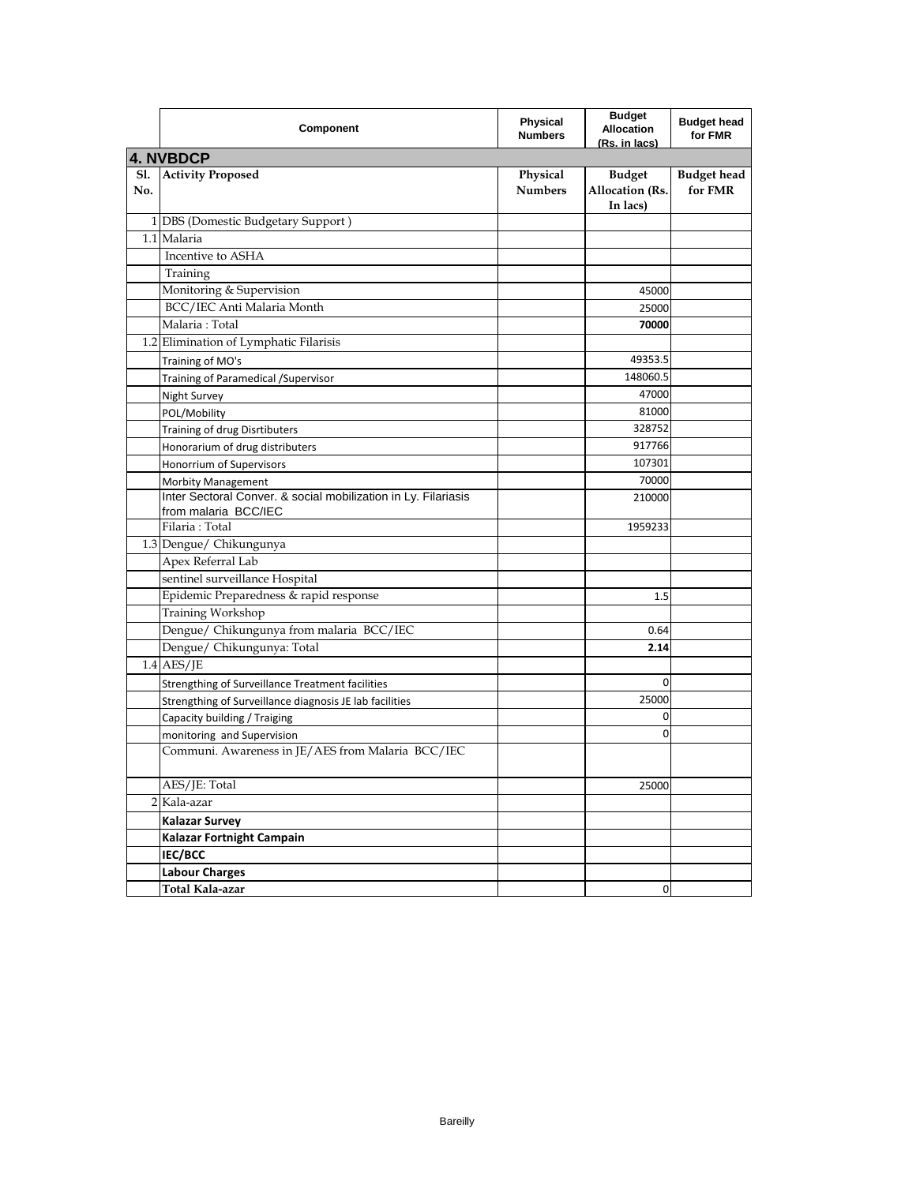|  | Component | Physical Numbers | Budget Allocation (Rs. in lacs) | Budget head for FMR |
|---|---|---|---|---|
| **4. NVBDCP** | | | | |
| **Sl. No.** | **Activity Proposed** | **Physical Numbers** | **Budget Allocation (Rs. In lacs)** | **Budget head for FMR** |
| 1 | DBS (Domestic Budgetary Support ) | | | |
| 1.1 | Malaria | | | |
| | Incentive to ASHA | | | |
| | Training | | | |
| | Monitoring & Supervision | | 45000 | |
| | BCC/IEC Anti Malaria Month | | 25000 | |
| | Malaria : Total | | **70000** | |
| 1.2 | Elimination of Lymphatic Filarisis | | | |
| | Training of MO's | | 49353.5 | |
| | Training of Paramedical /Supervisor | | 148060.5 | |
| | Night Survey | | 47000 | |
| | POL/Mobility | | 81000 | |
| | Training of drug Disrtibuters | | 328752 | |
| | Honorarium of drug distributers | | 917766 | |
| | Honorrium of Supervisors | | 107301 | |
| | Morbity Management | | 70000 | |
| | Inter Sectoral Conver. & social mobilization in Ly. Filariasis from malaria BCC/IEC | | 210000 | |
| | Filaria : Total | | 1959233 | |
| 1.3 | Dengue/ Chikungunya | | | |
| | Apex Referral Lab | | | |
| | sentinel surveillance Hospital | | | |
| | Epidemic Preparedness & rapid response | | 1.5 | |
| | Training Workshop | | | |
| | Dengue/ Chikungunya from malaria BCC/IEC | | 0.64 | |
| | Dengue/ Chikungunya: Total | | **2.14** | |
| 1.4 | AES/JE | | | |
| | Strengthing of Surveillance Treatment facilities | | 0 | |
| | Strengthing of Surveillance diagnosis JE lab facilities | | 25000 | |
| | Capacity building / Traiging | | 0 | |
| | monitoring and Supervision | | 0 | |
| | Communi. Awareness in JE/AES from Malaria BCC/IEC | | | |
| | AES/JE: Total | | 25000 | |
| 2 | Kala-azar | | | |
| | **Kalazar Survey** | | | |
| | **Kalazar Fortnight Campain** | | | |
| | **IEC/BCC** | | | |
| | **Labour Charges** | | | |
| | **Total Kala-azar** | | 0 | |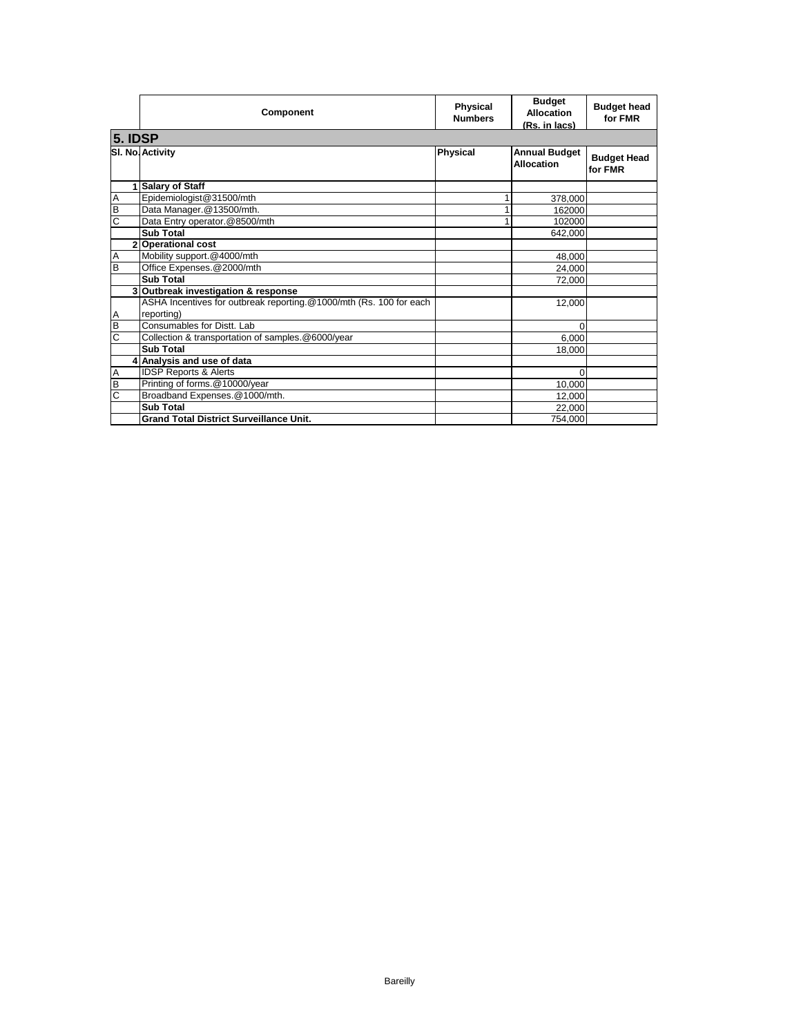| | Component | Physical Numbers | Budget Allocation (Rs. in lacs) | Budget head for FMR |
|---|---|---|---|---|
| **5. IDSP** | | | | |
| **Sl. No.** | **Activity** | **Physical** | **Annual Budget Allocation** | **Budget Head for FMR** |
| 1 | **Salary of Staff** | | | |
| A | Epidemiologist@31500/mth | 1 | 378,000 | |
| B | Data Manager.@13500/mth. | 1 | 162000 | |
| C | Data Entry operator.@8500/mth | 1 | 102000 | |
| | **Sub Total** | | 642,000 | |
| 2 | **Operational cost** | | | |
| A | Mobility support.@4000/mth | | 48,000 | |
| B | Office Expenses.@2000/mth | | 24,000 | |
| | **Sub Total** | | 72,000 | |
| 3 | **Outbreak investigation & response** | | | |
| A | ASHA Incentives for outbreak reporting.@1000/mth (Rs. 100 for each reporting) | | 12,000 | |
| B | Consumables for Distt. Lab | | 0 | |
| C | Collection & transportation of samples.@6000/year | | 6,000 | |
| | **Sub Total** | | 18,000 | |
| 4 | **Analysis and use of data** | | | |
| A | IDSP Reports & Alerts | | 0 | |
| B | Printing of forms.@10000/year | | 10,000 | |
| C | Broadband Expenses.@1000/mth. | | 12,000 | |
| | **Sub Total** | | 22,000 | |
| | **Grand Total District Surveillance Unit.** | | 754,000 | |